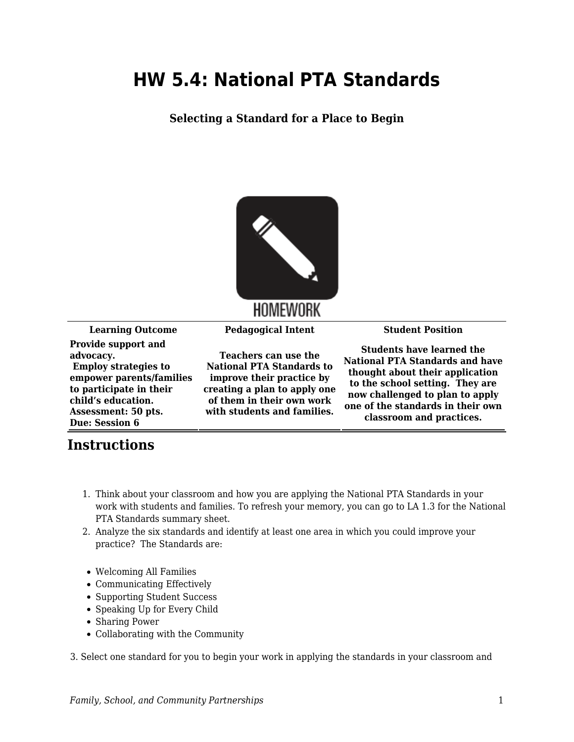# HW 5.4: National PTA Standards

**Selecting a Standard for a Place to Begin**

| Learning Outcome | Pedagogical Intent | Student Position |
|---|---|---|
| **Provide support and advocacy. Employ strategies to empower parents/families to participate in their child's education. Assessment: 50 pts. Due: Session 6** | **Teachers can use the National PTA Standards to improve their practice by creating a plan to apply one of them in their own work with students and families.** | **Students have learned the National PTA Standards and have thought about their application to the school setting. They are now challenged to plan to apply one of the standards in their own classroom and practices.** |

## Instructions

1. Think about your classroom and how you are applying the National PTA Standards in your work with students and families. To refresh your memory, you can go to LA 1.3 for the National PTA Standards summary sheet.
2. Analyze the six standards and identify at least one area in which you could improve your practice? The Standards are:

- Welcoming All Families
- Communicating Effectively
- Supporting Student Success
- Speaking Up for Every Child
- Sharing Power
- Collaborating with the Community

3. Select one standard for you to begin your work in applying the standards in your classroom and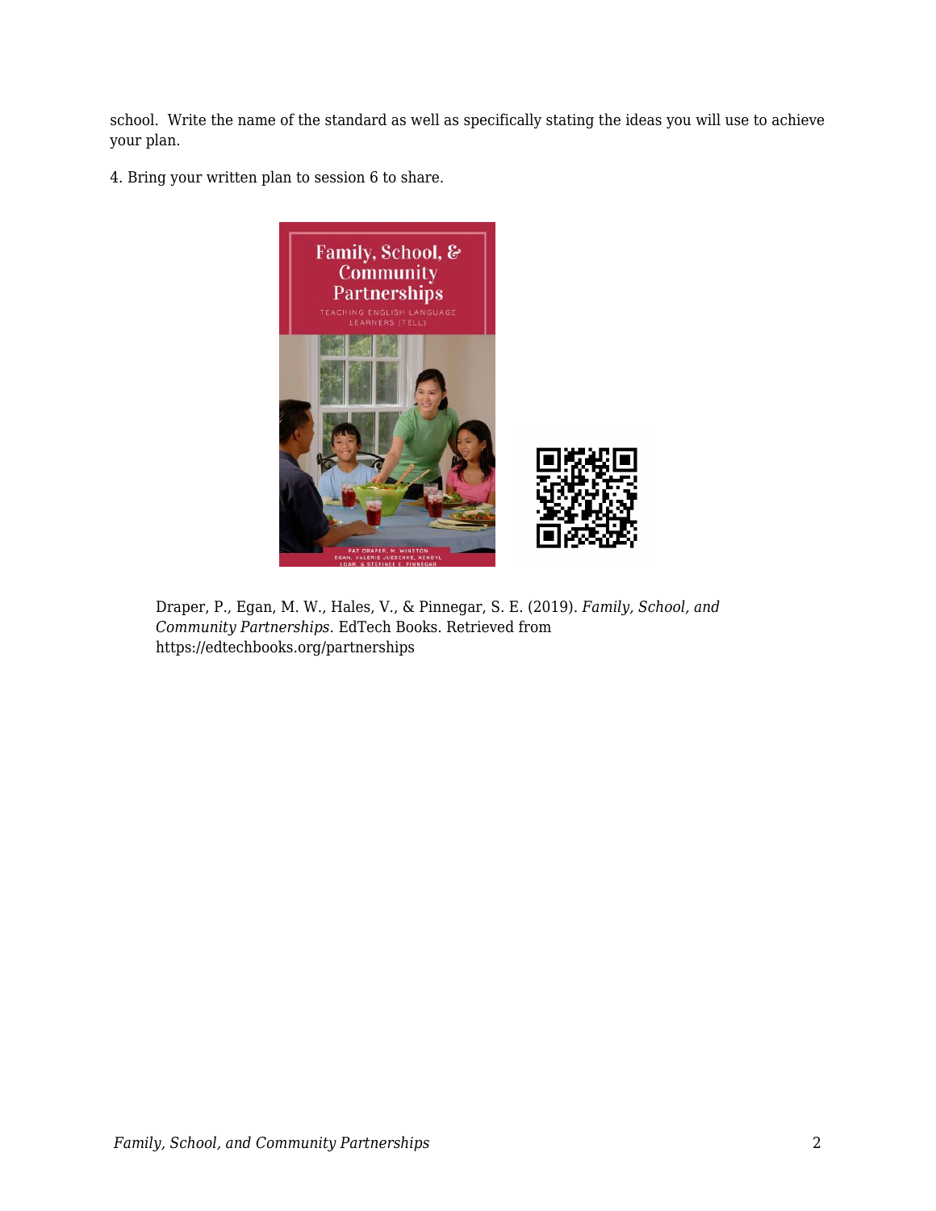school.  Write the name of the standard as well as specifically stating the ideas you will use to achieve your plan.

4. Bring your written plan to session 6 to share.

Draper, P., Egan, M. W., Hales, V., & Pinnegar, S. E. (2019). *Family, School, and Community Partnerships*. EdTech Books. Retrieved from https://edtechbooks.org/partnerships